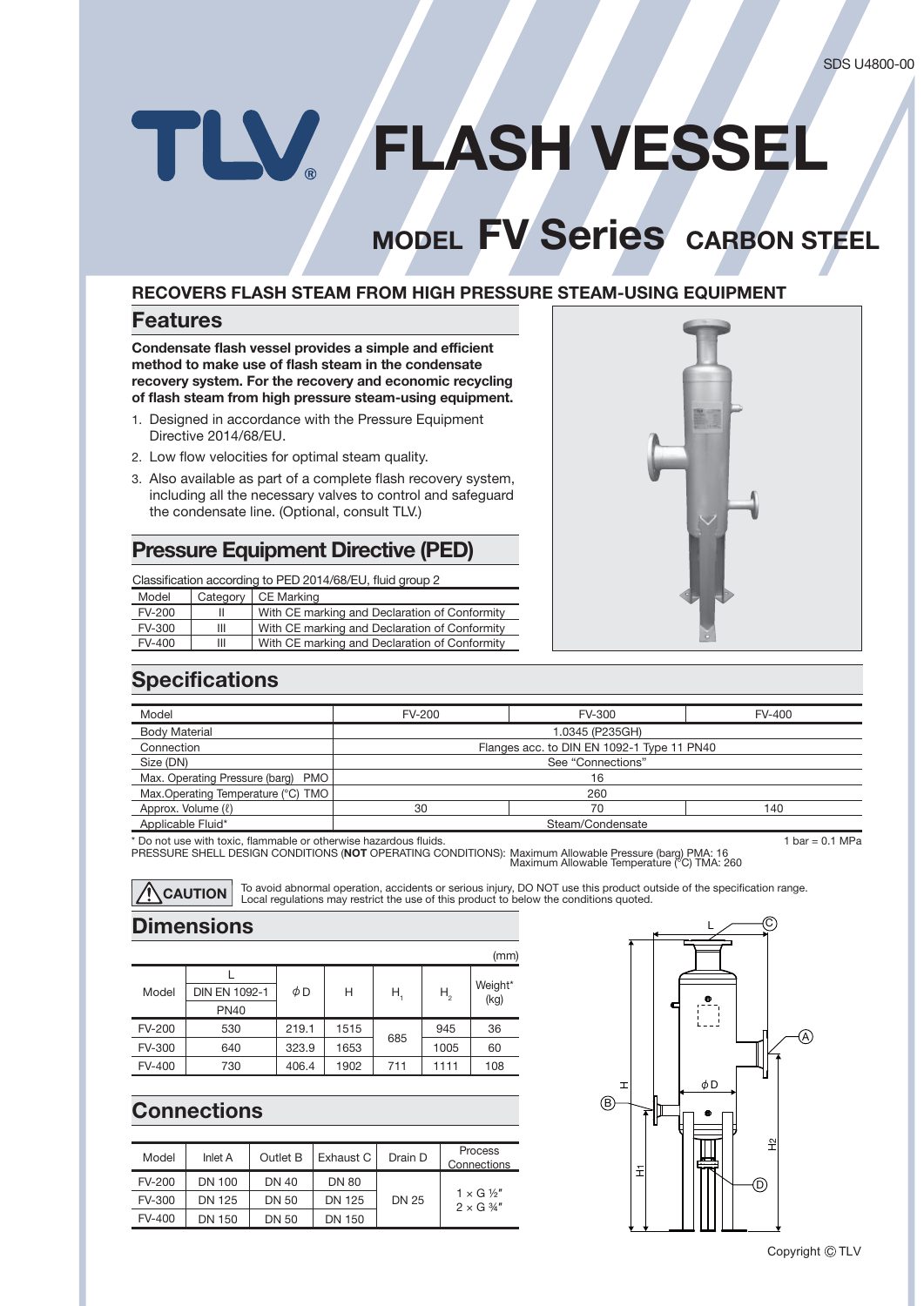# TLV FLASH VESSEL

## MODEL FV Series CARBON STEEL

### RECOVERS FLASH STEAM FROM HIGH PRESSURE STEAM-USING EQUIPMENT

## Features

**Condensate flash vessel provides a simple and efficient method to make use of flash steam in the condensate recovery system. For the recovery and economic recycling of flash steam from high pressure steam-using equipment.**

1. Designed in accordance with the Pressure Equipment Directive 2014/68/EU.
2. Low flow velocities for optimal steam quality.
3. Also available as part of a complete flash recovery system, including all the necessary valves to control and safeguard the condensate line. (Optional, consult TLV.)

## Pressure Equipment Directive (PED)

Classification according to PED 2014/68/EU, fluid group 2

| Model | Category | CE Marking |
|---|---|---|
| FV-200 | II | With CE marking and Declaration of Conformity |
| FV-300 | III | With CE marking and Declaration of Conformity |
| FV-400 | III | With CE marking and Declaration of Conformity |

## Specifications

| Model | FV-200 | FV-300 | FV-400 |
|---|---|---|---|
| Body Material | 1.0345 (P235GH) | | |
| Connection | Flanges acc. to DIN EN 1092-1 Type 11 PN40 | | |
| Size (DN) | See "Connections" | | |
| Max. Operating Pressure (barg) PMO | 16 | | |
| Max.Operating Temperature (°C) TMO | 260 | | |
| Approx. Volume (ℓ) | 30 | 70 | 140 |
| Applicable Fluid* | Steam/Condensate | | |

* Do not use with toxic, flammable or otherwise hazardous fluids.

1 bar = 0.1 MPa

PRESSURE SHELL DESIGN CONDITIONS (**NOT** OPERATING CONDITIONS): Maximum Allowable Pressure (barg) PMA: 16
Maximum Allowable Temperature (°C) TMA: 260

**⚠ CAUTION** To avoid abnormal operation, accidents or serious injury, DO NOT use this product outside of the specification range. Local regulations may restrict the use of this product to below the conditions quoted.

## Dimensions

(mm)

| Model | L DIN EN 1092-1 PN40 | φD | H | $H_1$ | $H_2$ | Weight* (kg) |
|---|---|---|---|---|---|---|
| FV-200 | 530 | 219.1 | 1515 | 685 | 945 | 36 |
| FV-300 | 640 | 323.9 | 1653 | 685 | 1005 | 60 |
| FV-400 | 730 | 406.4 | 1902 | 711 | 1111 | 108 |

## Connections

| Model | Inlet A | Outlet B | Exhaust C | Drain D | Process Connections |
|---|---|---|---|---|---|
| FV-200 | DN 100 | DN 40 | DN 80 | DN 25 | 1 × G ½″, 2 × G ¾″ |
| FV-300 | DN 125 | DN 50 | DN 125 | DN 25 | 1 × G ½″, 2 × G ¾″ |
| FV-400 | DN 150 | DN 50 | DN 150 | DN 25 | 1 × G ½″, 2 × G ¾″ |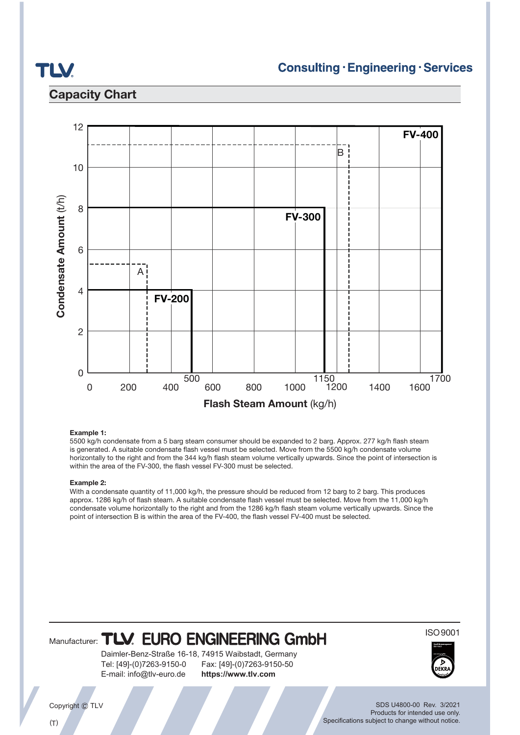## Capacity Chart

Condensate Amount (t/h)

12
10
8
6
4
2
0

FV-400
FV-300
FV-200
A
B

0 200 400 500 600 800 1000 1150 1200 1400 1600 1700

Flash Steam Amount (kg/h)

**Example 1:**
5500 kg/h condensate from a 5 barg steam consumer should be expanded to 2 barg. Approx. 277 kg/h flash steam is generated. A suitable condensate flash vessel must be selected. Move from the 5500 kg/h condensate volume horizontally to the right and from the 344 kg/h flash steam volume vertically upwards. Since the point of intersection is within the area of the FV-300, the flash vessel FV-300 must be selected.

**Example 2:**
With a condensate quantity of 11,000 kg/h, the pressure should be reduced from 12 barg to 2 barg. This produces approx. 1286 kg/h of flash steam. A suitable condensate flash vessel must be selected. Move from the 11,000 kg/h condensate volume horizontally to the right and from the 1286 kg/h flash steam volume vertically upwards. Since the point of intersection B is within the area of the FV-400, the flash vessel FV-400 must be selected.

Manufacturer: **TLV EURO ENGINEERING GmbH**

Daimler-Benz-Straße 16-18, 74915 Waibstadt, Germany
Tel: [49]-(0)7263-9150-0 Fax: [49]-(0)7263-9150-50
E-mail: info@tlv-euro.de **https://www.tlv.com**

ISO 9001

Copyright © TLV

(T)

SDS U4800-00 Rev. 3/2021
Products for intended use only.
Specifications subject to change without notice.